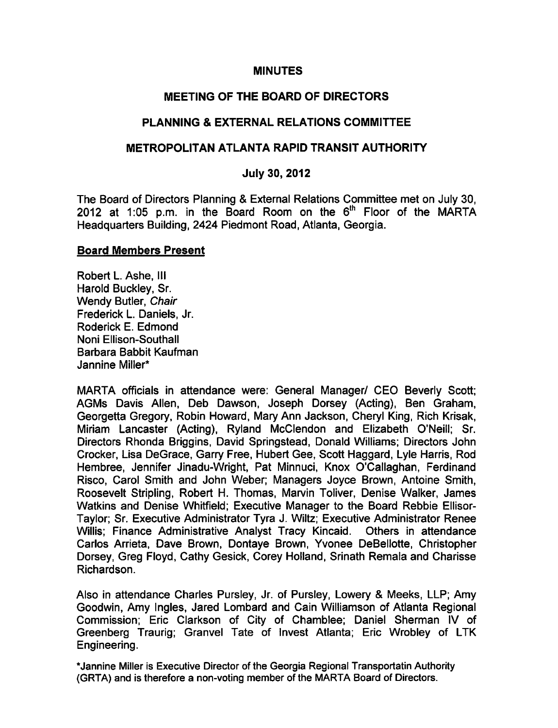# MINUTES

## MEETING OF THE BOARD OF DIRECTORS

## PLANNING & EXTERNAL RELATIONS COMMITTEE

## METROPOLITAN ATLANTA RAPID TRANSIT AUTHORITY

### July 30, 2012

The Board of Directors Planning & External Relations Committee met on July 30, 2012 at 1:05 p.m. in the Board Room on the 6th Floor of the MARTA Headquarters Building, 2424 Piedmont Road, Atlanta, Georgia.

**Board Members Present**

Robert L. Ashe, III
Harold Buckley, Sr.
Wendy Butler, *Chair*
Frederick L. Daniels, Jr.
Roderick E. Edmond
Noni Ellison-Southall
Barbara Babbit Kaufman
Jannine Miller*

MARTA officials in attendance were: General Manager/ CEO Beverly Scott; AGMs Davis Allen, Deb Dawson, Joseph Dorsey (Acting), Ben Graham, Georgetta Gregory, Robin Howard, Mary Ann Jackson, Cheryl King, Rich Krisak, Miriam Lancaster (Acting), Ryland McClendon and Elizabeth O'Neill; Sr. Directors Rhonda Briggins, David Springstead, Donald Williams; Directors John Crocker, Lisa DeGrace, Garry Free, Hubert Gee, Scott Haggard, Lyle Harris, Rod Hembree, Jennifer Jinadu-Wright, Pat Minnuci, Knox O'Callaghan, Ferdinand Risco, Carol Smith and John Weber; Managers Joyce Brown, Antoine Smith, Roosevelt Stripling, Robert H. Thomas, Marvin Toliver, Denise Walker, James Watkins and Denise Whitfield; Executive Manager to the Board Rebbie Ellisor-Taylor; Sr. Executive Administrator Tyra J. Wiltz; Executive Administrator Renee Willis; Finance Administrative Analyst Tracy Kincaid. Others in attendance Carlos Arrieta, Dave Brown, Dontaye Brown, Yvonee DeBellotte, Christopher Dorsey, Greg Floyd, Cathy Gesick, Corey Holland, Srinath Remala and Charisse Richardson.

Also in attendance Charles Pursley, Jr. of Pursley, Lowery & Meeks, LLP; Amy Goodwin, Amy Ingles, Jared Lombard and Cain Williamson of Atlanta Regional Commission; Eric Clarkson of City of Chamblee; Daniel Sherman IV of Greenberg Traurig; Granvel Tate of Invest Atlanta; Eric Wrobley of LTK Engineering.

*Jannine Miller is Executive Director of the Georgia Regional Transportatin Authority (GRTA) and is therefore a non-voting member of the MARTA Board of Directors.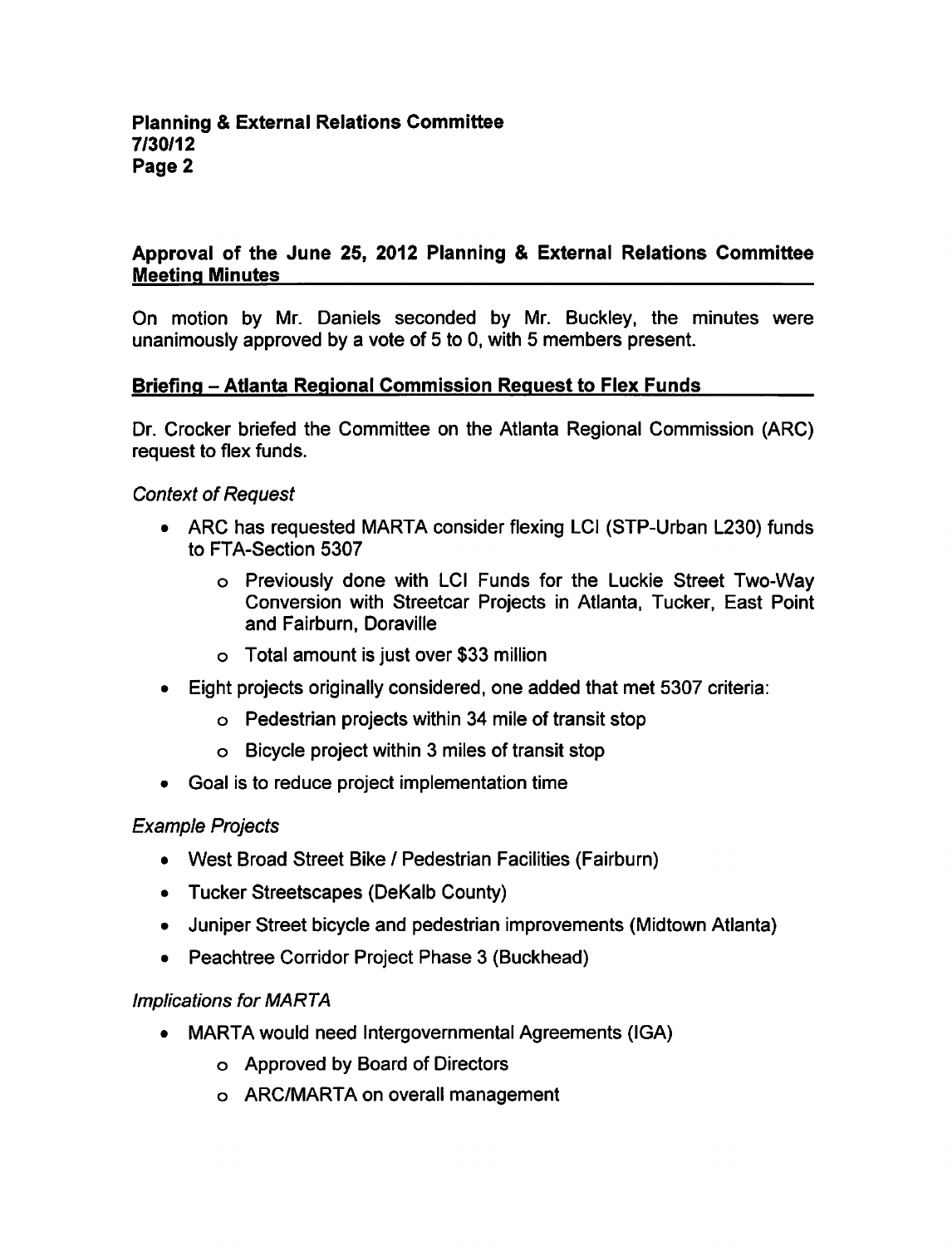## Approval of the June 25, 2012 Planning & External Relations Committee Meeting Minutes

On motion by Mr. Daniels seconded by Mr. Buckley, the minutes were unanimously approved by a vote of 5 to 0, with 5 members present.

## Briefing – Atlanta Regional Commission Request to Flex Funds

Dr. Crocker briefed the Committee on the Atlanta Regional Commission (ARC) request to flex funds.

*Context of Request*

- ARC has requested MARTA consider flexing LCI (STP-Urban L230) funds to FTA-Section 5307
  - Previously done with LCI Funds for the Luckie Street Two-Way Conversion with Streetcar Projects in Atlanta, Tucker, East Point and Fairburn, Doraville
  - Total amount is just over $33 million
- Eight projects originally considered, one added that met 5307 criteria:
  - Pedestrian projects within 34 mile of transit stop
  - Bicycle project within 3 miles of transit stop
- Goal is to reduce project implementation time

*Example Projects*

- West Broad Street Bike / Pedestrian Facilities (Fairburn)
- Tucker Streetscapes (DeKalb County)
- Juniper Street bicycle and pedestrian improvements (Midtown Atlanta)
- Peachtree Corridor Project Phase 3 (Buckhead)

*Implications for MARTA*

- MARTA would need Intergovernmental Agreements (IGA)
  - Approved by Board of Directors
  - ARC/MARTA on overall management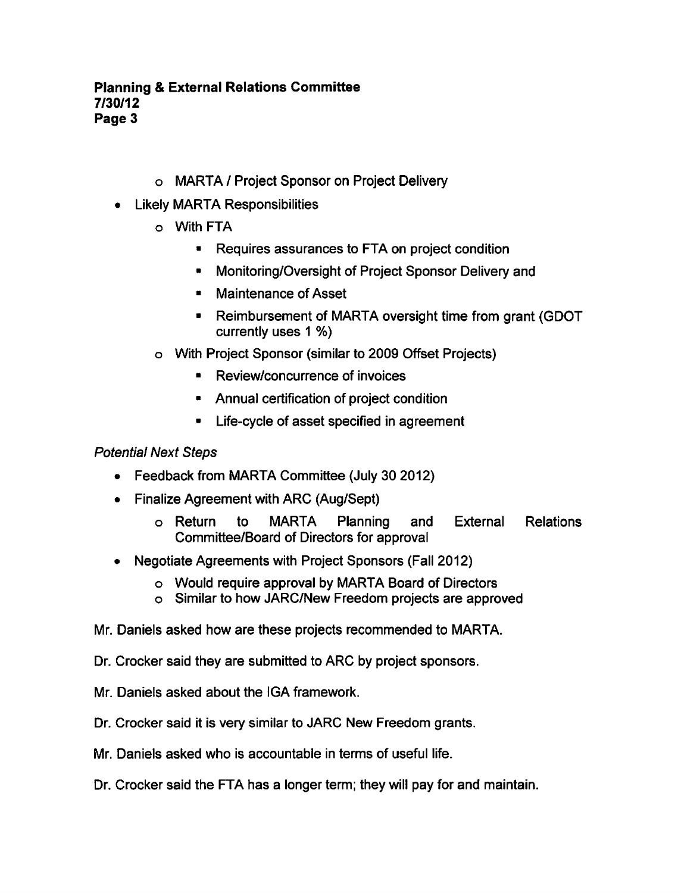- MARTA / Project Sponsor on Project Delivery

- Likely MARTA Responsibilities
  - With FTA
    - Requires assurances to FTA on project condition
    - Monitoring/Oversight of Project Sponsor Delivery and
    - Maintenance of Asset
    - Reimbursement of MARTA oversight time from grant (GDOT currently uses 1 %)
  - With Project Sponsor (similar to 2009 Offset Projects)
    - Review/concurrence of invoices
    - Annual certification of project condition
    - Life-cycle of asset specified in agreement

*Potential Next Steps*

- Feedback from MARTA Committee (July 30 2012)
- Finalize Agreement with ARC (Aug/Sept)
  - Return to MARTA Planning and External Relations Committee/Board of Directors for approval
- Negotiate Agreements with Project Sponsors (Fall 2012)
  - Would require approval by MARTA Board of Directors
  - Similar to how JARC/New Freedom projects are approved

Mr. Daniels asked how are these projects recommended to MARTA.

Dr. Crocker said they are submitted to ARC by project sponsors.

Mr. Daniels asked about the IGA framework.

Dr. Crocker said it is very similar to JARC New Freedom grants.

Mr. Daniels asked who is accountable in terms of useful life.

Dr. Crocker said the FTA has a longer term; they will pay for and maintain.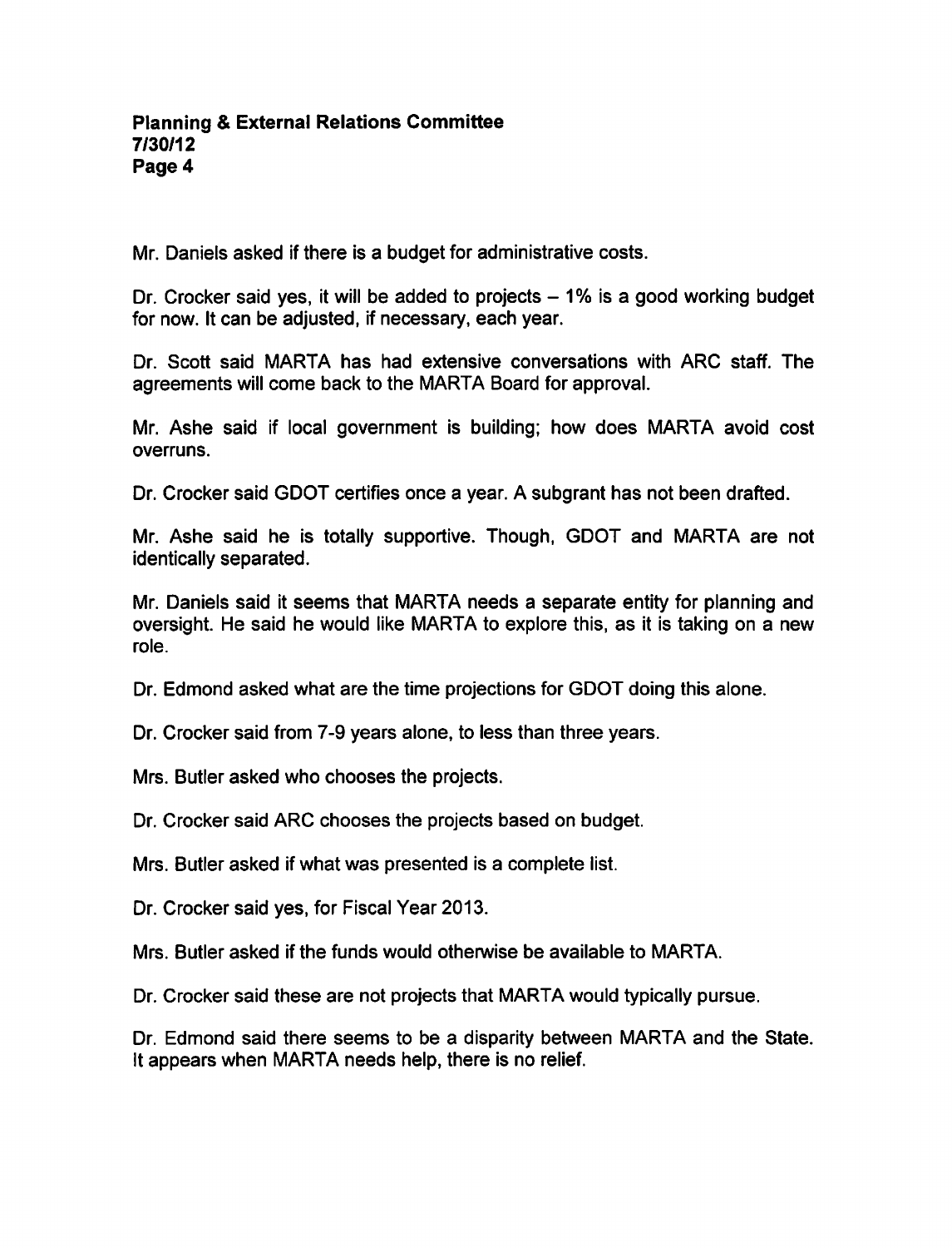Mr. Daniels asked if there is a budget for administrative costs.

Dr. Crocker said yes, it will be added to projects – 1% is a good working budget for now. It can be adjusted, if necessary, each year.

Dr. Scott said MARTA has had extensive conversations with ARC staff. The agreements will come back to the MARTA Board for approval.

Mr. Ashe said if local government is building; how does MARTA avoid cost overruns.

Dr. Crocker said GDOT certifies once a year. A subgrant has not been drafted.

Mr. Ashe said he is totally supportive. Though, GDOT and MARTA are not identically separated.

Mr. Daniels said it seems that MARTA needs a separate entity for planning and oversight. He said he would like MARTA to explore this, as it is taking on a new role.

Dr. Edmond asked what are the time projections for GDOT doing this alone.

Dr. Crocker said from 7-9 years alone, to less than three years.

Mrs. Butler asked who chooses the projects.

Dr. Crocker said ARC chooses the projects based on budget.

Mrs. Butler asked if what was presented is a complete list.

Dr. Crocker said yes, for Fiscal Year 2013.

Mrs. Butler asked if the funds would otherwise be available to MARTA.

Dr. Crocker said these are not projects that MARTA would typically pursue.

Dr. Edmond said there seems to be a disparity between MARTA and the State. It appears when MARTA needs help, there is no relief.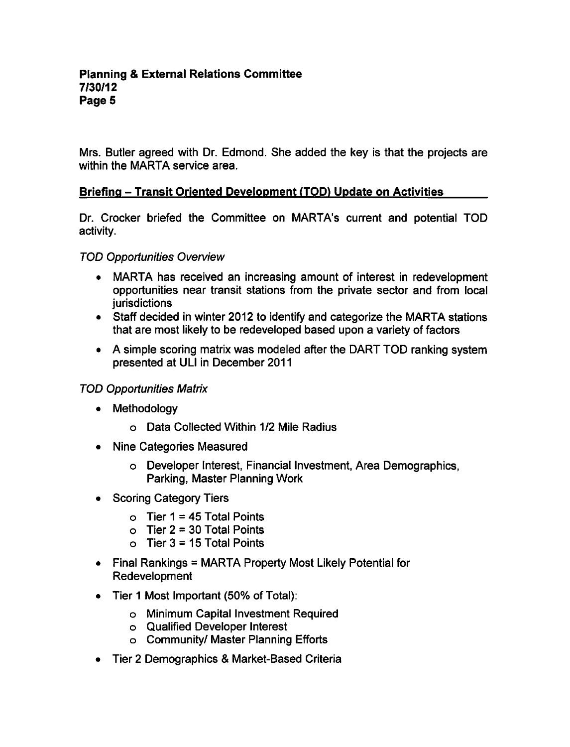Mrs. Butler agreed with Dr. Edmond. She added the key is that the projects are within the MARTA service area.

## Briefing – Transit Oriented Development (TOD) Update on Activities

Dr. Crocker briefed the Committee on MARTA's current and potential TOD activity.

*TOD Opportunities Overview*

- MARTA has received an increasing amount of interest in redevelopment opportunities near transit stations from the private sector and from local jurisdictions
- Staff decided in winter 2012 to identify and categorize the MARTA stations that are most likely to be redeveloped based upon a variety of factors
- A simple scoring matrix was modeled after the DART TOD ranking system presented at ULI in December 2011

*TOD Opportunities Matrix*

- Methodology
  - Data Collected Within 1/2 Mile Radius
- Nine Categories Measured
  - Developer Interest, Financial Investment, Area Demographics, Parking, Master Planning Work
- Scoring Category Tiers
  - Tier 1 = 45 Total Points
  - Tier 2 = 30 Total Points
  - Tier 3 = 15 Total Points
- Final Rankings = MARTA Property Most Likely Potential for Redevelopment
- Tier 1 Most Important (50% of Total):
  - Minimum Capital Investment Required
  - Qualified Developer Interest
  - Community/ Master Planning Efforts
- Tier 2 Demographics & Market-Based Criteria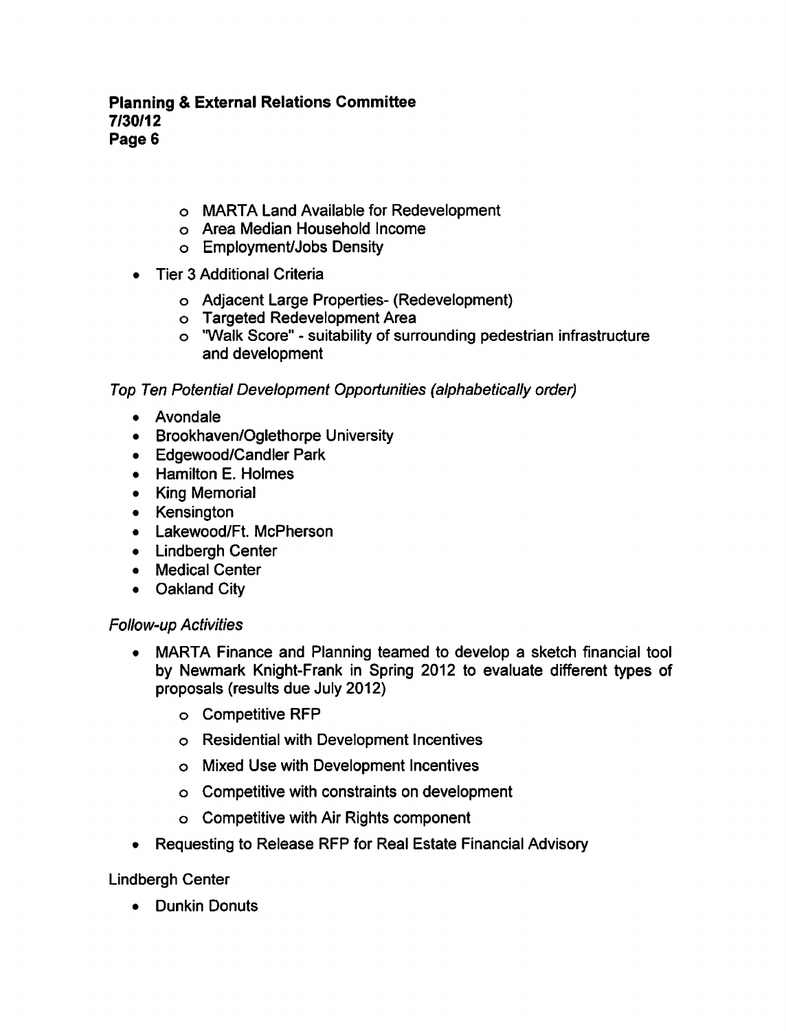- MARTA Land Available for Redevelopment
- Area Median Household Income
- Employment/Jobs Density

- Tier 3 Additional Criteria
  - Adjacent Large Properties- (Redevelopment)
  - Targeted Redevelopment Area
  - "Walk Score" - suitability of surrounding pedestrian infrastructure and development

*Top Ten Potential Development Opportunities (alphabetically order)*

- Avondale
- Brookhaven/Oglethorpe University
- Edgewood/Candler Park
- Hamilton E. Holmes
- King Memorial
- Kensington
- Lakewood/Ft. McPherson
- Lindbergh Center
- Medical Center
- Oakland City

*Follow-up Activities*

- MARTA Finance and Planning teamed to develop a sketch financial tool by Newmark Knight-Frank in Spring 2012 to evaluate different types of proposals (results due July 2012)
  - Competitive RFP
  - Residential with Development Incentives
  - Mixed Use with Development Incentives
  - Competitive with constraints on development
  - Competitive with Air Rights component
- Requesting to Release RFP for Real Estate Financial Advisory

Lindbergh Center

- Dunkin Donuts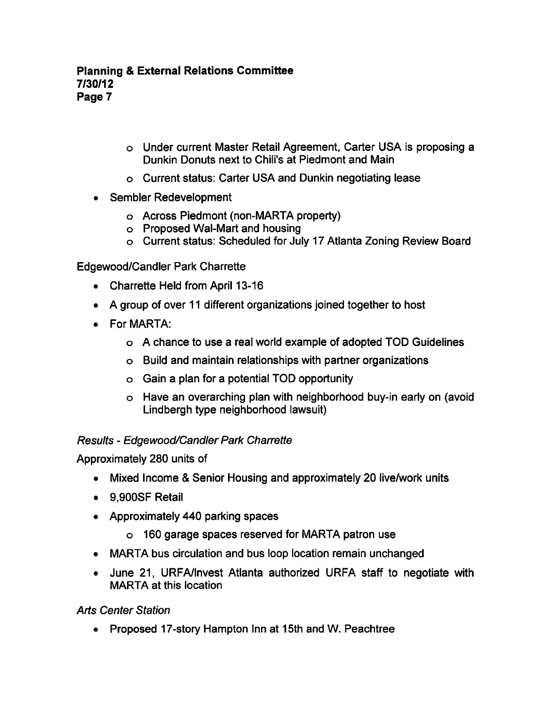- Under current Master Retail Agreement, Carter USA is proposing a Dunkin Donuts next to Chili's at Piedmont and Main
  - Current status: Carter USA and Dunkin negotiating lease
- Sembler Redevelopment
  - Across Piedmont (non-MARTA property)
  - Proposed Wal-Mart and housing
  - Current status: Scheduled for July 17 Atlanta Zoning Review Board

Edgewood/Candler Park Charrette

- Charrette Held from April 13-16
- A group of over 11 different organizations joined together to host
- For MARTA:
  - A chance to use a real world example of adopted TOD Guidelines
  - Build and maintain relationships with partner organizations
  - Gain a plan for a potential TOD opportunity
  - Have an overarching plan with neighborhood buy-in early on (avoid Lindbergh type neighborhood lawsuit)

*Results - Edgewood/Candler Park Charrette*

Approximately 280 units of

- Mixed Income & Senior Housing and approximately 20 live/work units
- 9,900SF Retail
- Approximately 440 parking spaces
  - 160 garage spaces reserved for MARTA patron use
- MARTA bus circulation and bus loop location remain unchanged
- June 21, URFA/Invest Atlanta authorized URFA staff to negotiate with MARTA at this location

*Arts Center Station*

- Proposed 17-story Hampton Inn at 15th and W. Peachtree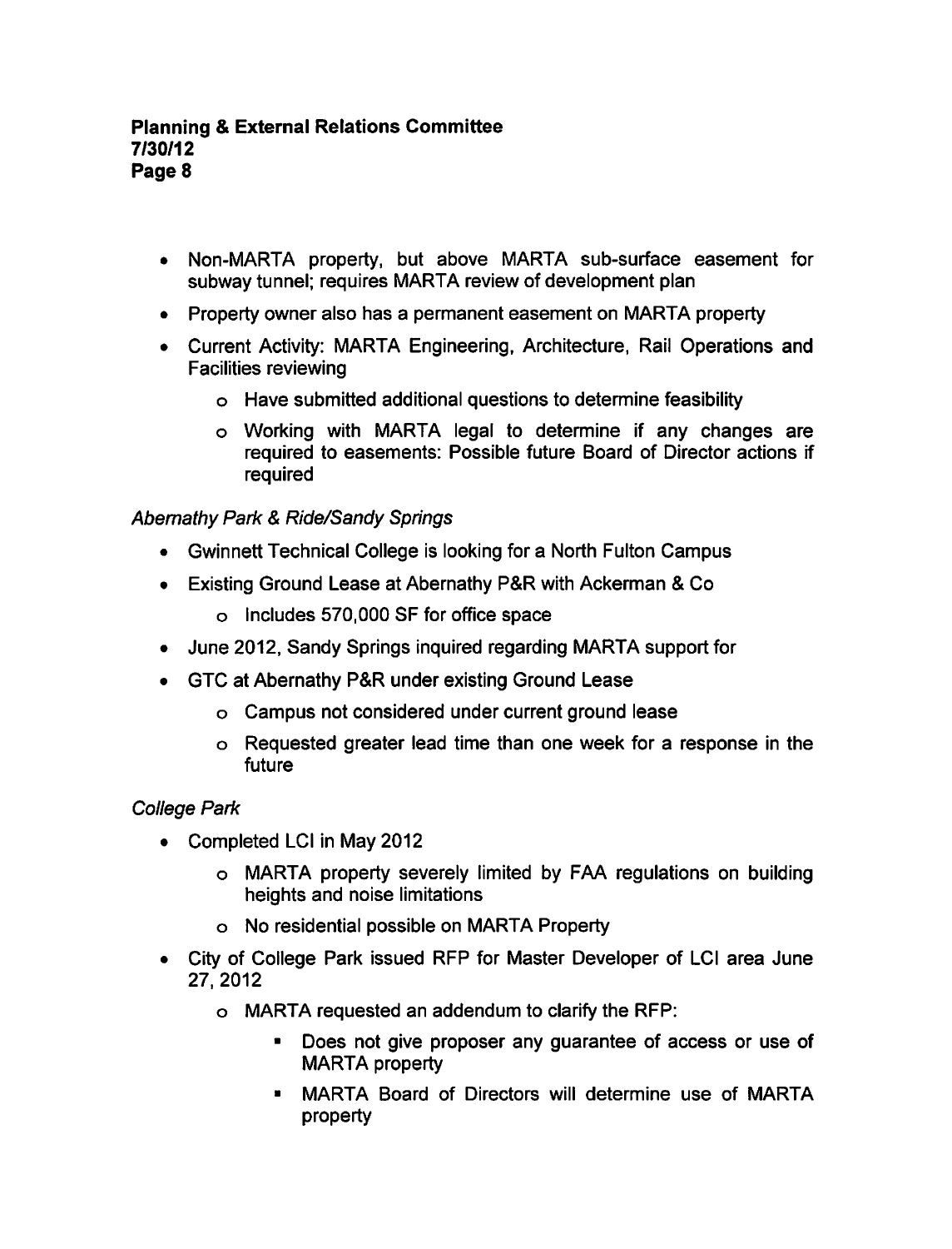- Non-MARTA property, but above MARTA sub-surface easement for subway tunnel; requires MARTA review of development plan
- Property owner also has a permanent easement on MARTA property
- Current Activity: MARTA Engineering, Architecture, Rail Operations and Facilities reviewing
    - Have submitted additional questions to determine feasibility
    - Working with MARTA legal to determine if any changes are required to easements: Possible future Board of Director actions if required

*Abernathy Park & Ride/Sandy Springs*

- Gwinnett Technical College is looking for a North Fulton Campus
- Existing Ground Lease at Abernathy P&R with Ackerman & Co
    - Includes 570,000 SF for office space
- June 2012, Sandy Springs inquired regarding MARTA support for
- GTC at Abernathy P&R under existing Ground Lease
    - Campus not considered under current ground lease
    - Requested greater lead time than one week for a response in the future

*College Park*

- Completed LCI in May 2012
    - MARTA property severely limited by FAA regulations on building heights and noise limitations
    - No residential possible on MARTA Property
- City of College Park issued RFP for Master Developer of LCI area June 27, 2012
    - MARTA requested an addendum to clarify the RFP:
        - Does not give proposer any guarantee of access or use of MARTA property
        - MARTA Board of Directors will determine use of MARTA property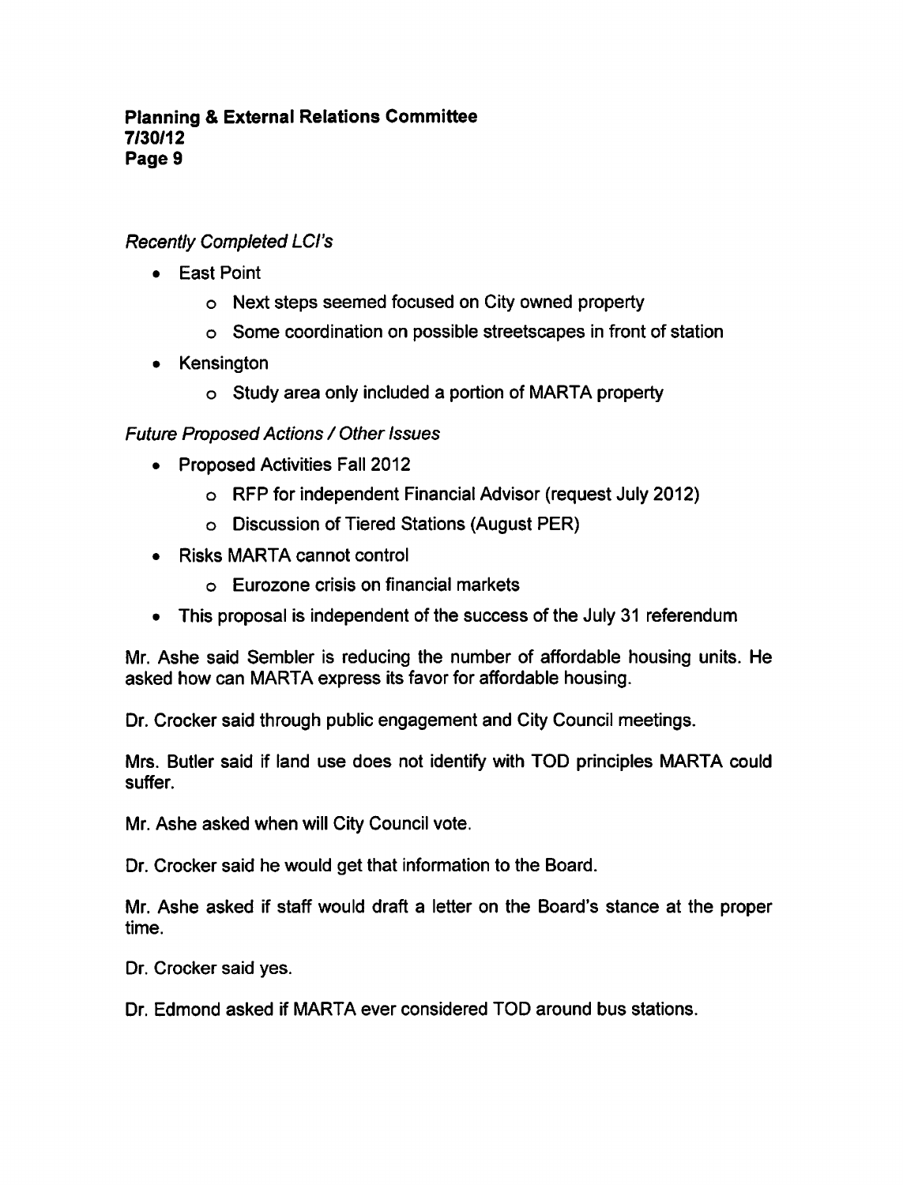*Recently Completed LCI's*

- East Point
  - Next steps seemed focused on City owned property
  - Some coordination on possible streetscapes in front of station
- Kensington
  - Study area only included a portion of MARTA property

*Future Proposed Actions / Other Issues*

- Proposed Activities Fall 2012
  - RFP for independent Financial Advisor (request July 2012)
  - Discussion of Tiered Stations (August PER)
- Risks MARTA cannot control
  - Eurozone crisis on financial markets
- This proposal is independent of the success of the July 31 referendum

Mr. Ashe said Sembler is reducing the number of affordable housing units. He asked how can MARTA express its favor for affordable housing.

Dr. Crocker said through public engagement and City Council meetings.

Mrs. Butler said if land use does not identify with TOD principles MARTA could suffer.

Mr. Ashe asked when will City Council vote.

Dr. Crocker said he would get that information to the Board.

Mr. Ashe asked if staff would draft a letter on the Board's stance at the proper time.

Dr. Crocker said yes.

Dr. Edmond asked if MARTA ever considered TOD around bus stations.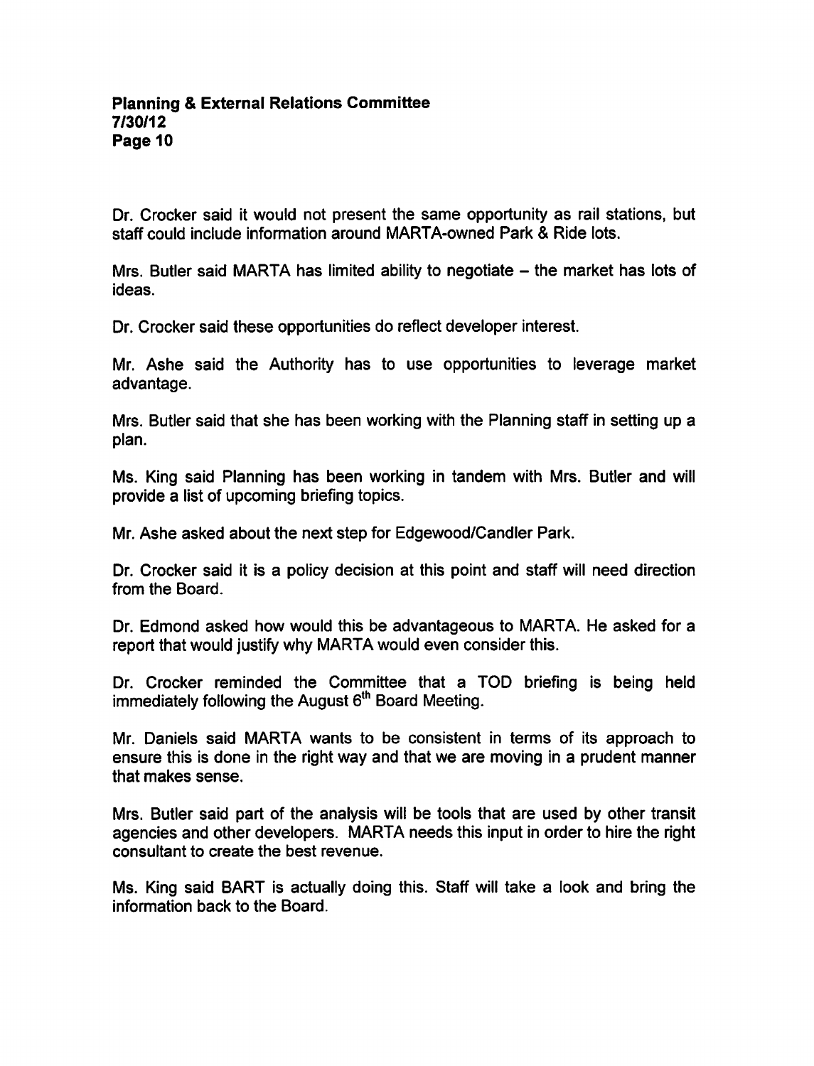Dr. Crocker said it would not present the same opportunity as rail stations, but staff could include information around MARTA-owned Park & Ride lots.

Mrs. Butler said MARTA has limited ability to negotiate – the market has lots of ideas.

Dr. Crocker said these opportunities do reflect developer interest.

Mr. Ashe said the Authority has to use opportunities to leverage market advantage.

Mrs. Butler said that she has been working with the Planning staff in setting up a plan.

Ms. King said Planning has been working in tandem with Mrs. Butler and will provide a list of upcoming briefing topics.

Mr. Ashe asked about the next step for Edgewood/Candler Park.

Dr. Crocker said it is a policy decision at this point and staff will need direction from the Board.

Dr. Edmond asked how would this be advantageous to MARTA. He asked for a report that would justify why MARTA would even consider this.

Dr. Crocker reminded the Committee that a TOD briefing is being held immediately following the August 6th Board Meeting.

Mr. Daniels said MARTA wants to be consistent in terms of its approach to ensure this is done in the right way and that we are moving in a prudent manner that makes sense.

Mrs. Butler said part of the analysis will be tools that are used by other transit agencies and other developers. MARTA needs this input in order to hire the right consultant to create the best revenue.

Ms. King said BART is actually doing this. Staff will take a look and bring the information back to the Board.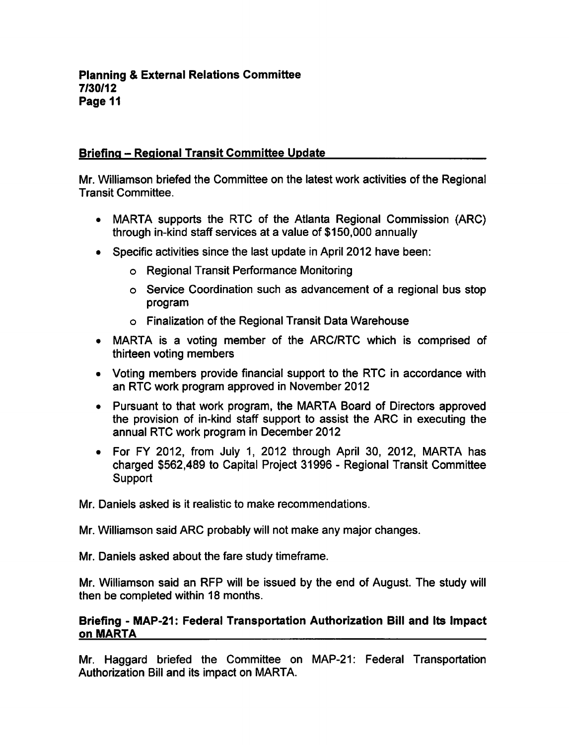**Briefing – Regional Transit Committee Update**

Mr. Williamson briefed the Committee on the latest work activities of the Regional Transit Committee.

- MARTA supports the RTC of the Atlanta Regional Commission (ARC) through in-kind staff services at a value of $150,000 annually
- Specific activities since the last update in April 2012 have been:
  - Regional Transit Performance Monitoring
  - Service Coordination such as advancement of a regional bus stop program
  - Finalization of the Regional Transit Data Warehouse
- MARTA is a voting member of the ARC/RTC which is comprised of thirteen voting members
- Voting members provide financial support to the RTC in accordance with an RTC work program approved in November 2012
- Pursuant to that work program, the MARTA Board of Directors approved the provision of in-kind staff support to assist the ARC in executing the annual RTC work program in December 2012
- For FY 2012, from July 1, 2012 through April 30, 2012, MARTA has charged $562,489 to Capital Project 31996 - Regional Transit Committee Support

Mr. Daniels asked is it realistic to make recommendations.

Mr. Williamson said ARC probably will not make any major changes.

Mr. Daniels asked about the fare study timeframe.

Mr. Williamson said an RFP will be issued by the end of August. The study will then be completed within 18 months.

**Briefing - MAP-21: Federal Transportation Authorization Bill and Its Impact on MARTA**

Mr. Haggard briefed the Committee on MAP-21: Federal Transportation Authorization Bill and its impact on MARTA.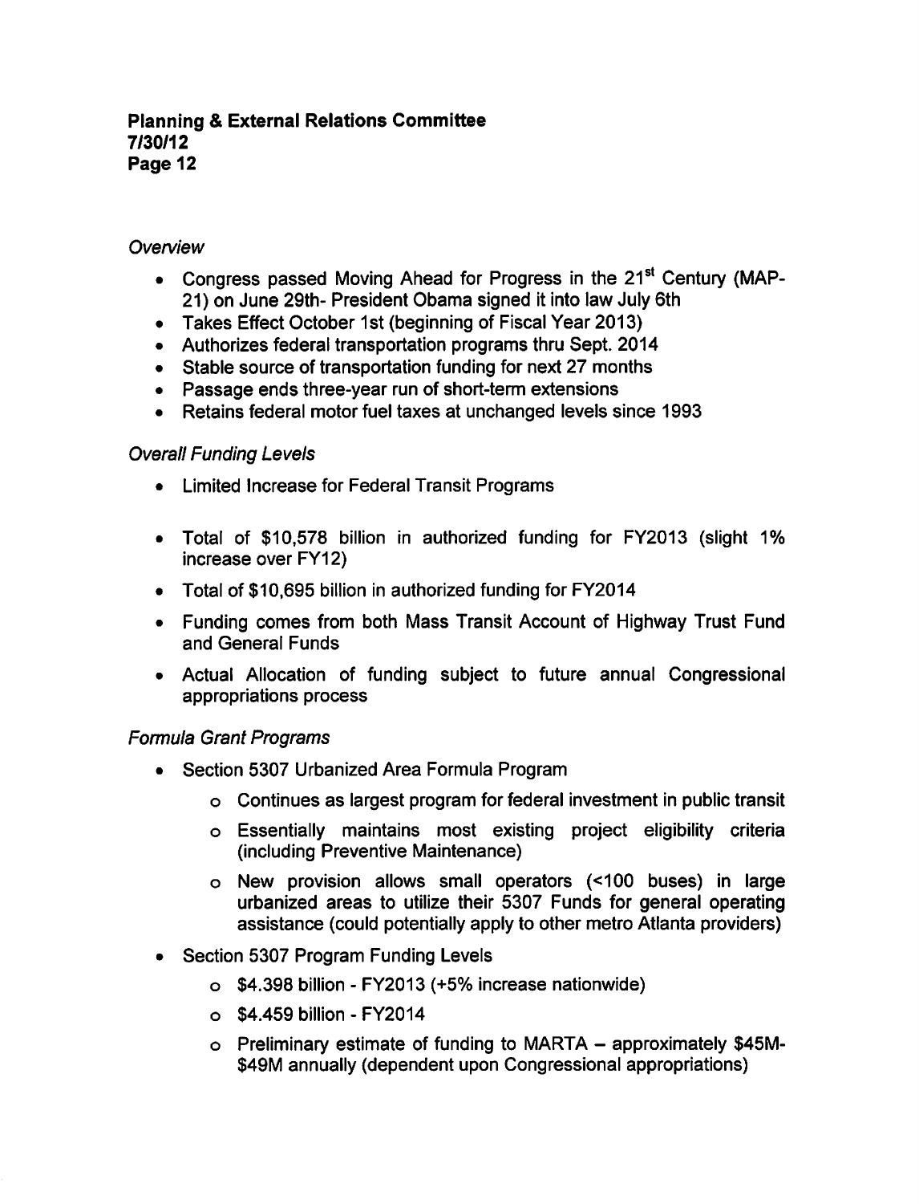*Overview*

- Congress passed Moving Ahead for Progress in the 21st Century (MAP-21) on June 29th- President Obama signed it into law July 6th
- Takes Effect October 1st (beginning of Fiscal Year 2013)
- Authorizes federal transportation programs thru Sept. 2014
- Stable source of transportation funding for next 27 months
- Passage ends three-year run of short-term extensions
- Retains federal motor fuel taxes at unchanged levels since 1993

*Overall Funding Levels*

- Limited Increase for Federal Transit Programs
- Total of $10,578 billion in authorized funding for FY2013 (slight 1% increase over FY12)
- Total of $10,695 billion in authorized funding for FY2014
- Funding comes from both Mass Transit Account of Highway Trust Fund and General Funds
- Actual Allocation of funding subject to future annual Congressional appropriations process

*Formula Grant Programs*

- Section 5307 Urbanized Area Formula Program
  - Continues as largest program for federal investment in public transit
  - Essentially maintains most existing project eligibility criteria (including Preventive Maintenance)
  - New provision allows small operators (<100 buses) in large urbanized areas to utilize their 5307 Funds for general operating assistance (could potentially apply to other metro Atlanta providers)
- Section 5307 Program Funding Levels
  - $4.398 billion - FY2013 (+5% increase nationwide)
  - $4.459 billion - FY2014
  - Preliminary estimate of funding to MARTA – approximately $45M-$49M annually (dependent upon Congressional appropriations)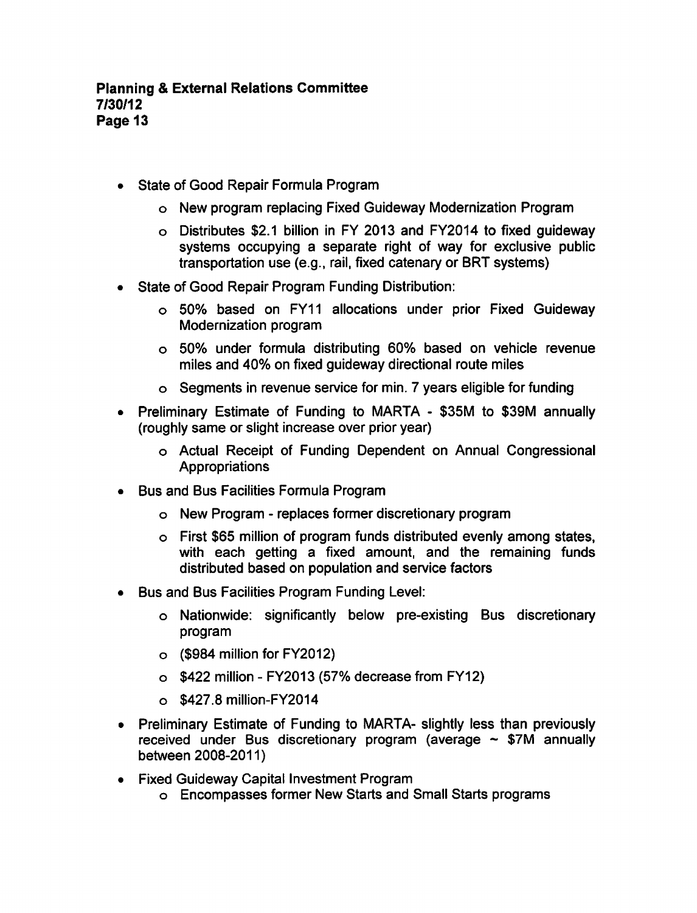- State of Good Repair Formula Program
  - New program replacing Fixed Guideway Modernization Program
  - Distributes $2.1 billion in FY 2013 and FY2014 to fixed guideway systems occupying a separate right of way for exclusive public transportation use (e.g., rail, fixed catenary or BRT systems)
- State of Good Repair Program Funding Distribution:
  - 50% based on FY11 allocations under prior Fixed Guideway Modernization program
  - 50% under formula distributing 60% based on vehicle revenue miles and 40% on fixed guideway directional route miles
  - Segments in revenue service for min. 7 years eligible for funding
- Preliminary Estimate of Funding to MARTA - $35M to $39M annually (roughly same or slight increase over prior year)
  - Actual Receipt of Funding Dependent on Annual Congressional Appropriations
- Bus and Bus Facilities Formula Program
  - New Program - replaces former discretionary program
  - First $65 million of program funds distributed evenly among states, with each getting a fixed amount, and the remaining funds distributed based on population and service factors
- Bus and Bus Facilities Program Funding Level:
  - Nationwide: significantly below pre-existing Bus discretionary program
  - ($984 million for FY2012)
  - $422 million - FY2013 (57% decrease from FY12)
  - $427.8 million-FY2014
- Preliminary Estimate of Funding to MARTA- slightly less than previously received under Bus discretionary program (average ~ $7M annually between 2008-2011)
- Fixed Guideway Capital Investment Program
  - Encompasses former New Starts and Small Starts programs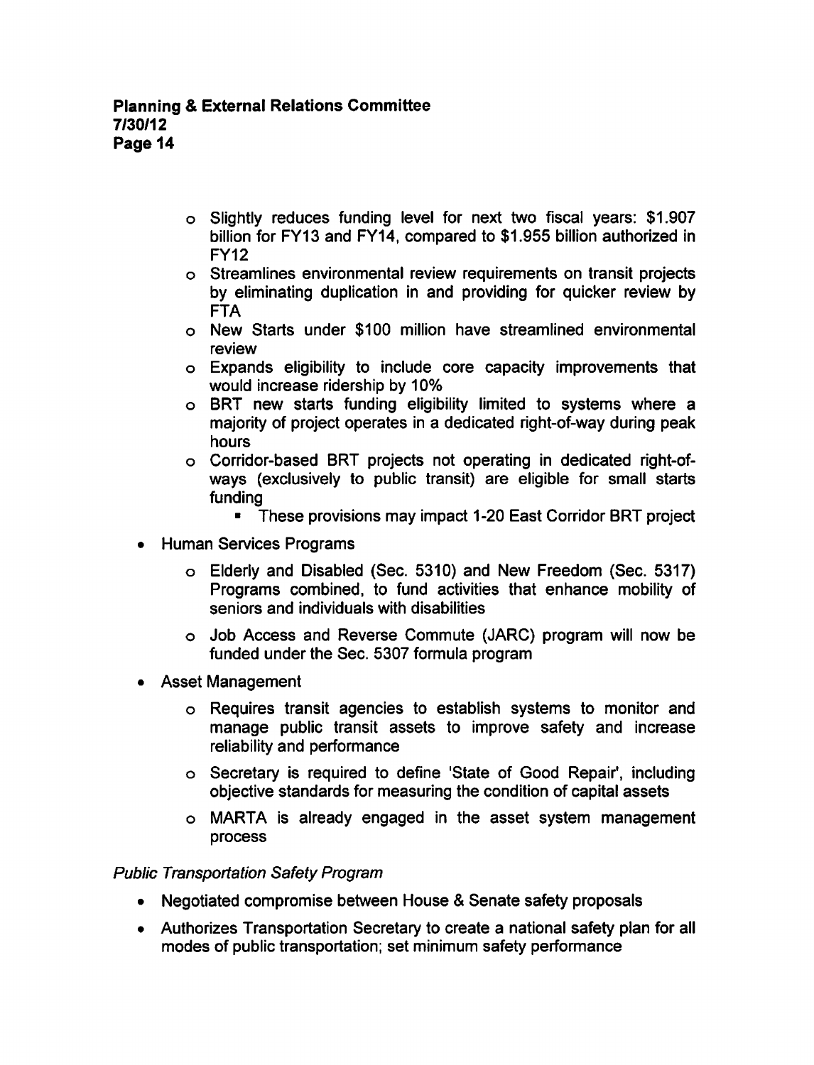- Slightly reduces funding level for next two fiscal years: $1.907 billion for FY13 and FY14, compared to $1.955 billion authorized in FY12
    - Streamlines environmental review requirements on transit projects by eliminating duplication in and providing for quicker review by FTA
    - New Starts under $100 million have streamlined environmental review
    - Expands eligibility to include core capacity improvements that would increase ridership by 10%
    - BRT new starts funding eligibility limited to systems where a majority of project operates in a dedicated right-of-way during peak hours
    - Corridor-based BRT projects not operating in dedicated right-of-ways (exclusively to public transit) are eligible for small starts funding
        - These provisions may impact 1-20 East Corridor BRT project
- Human Services Programs
    - Elderly and Disabled (Sec. 5310) and New Freedom (Sec. 5317) Programs combined, to fund activities that enhance mobility of seniors and individuals with disabilities
    - Job Access and Reverse Commute (JARC) program will now be funded under the Sec. 5307 formula program
- Asset Management
    - Requires transit agencies to establish systems to monitor and manage public transit assets to improve safety and increase reliability and performance
    - Secretary is required to define 'State of Good Repair', including objective standards for measuring the condition of capital assets
    - MARTA is already engaged in the asset system management process

*Public Transportation Safety Program*

- Negotiated compromise between House & Senate safety proposals
- Authorizes Transportation Secretary to create a national safety plan for all modes of public transportation; set minimum safety performance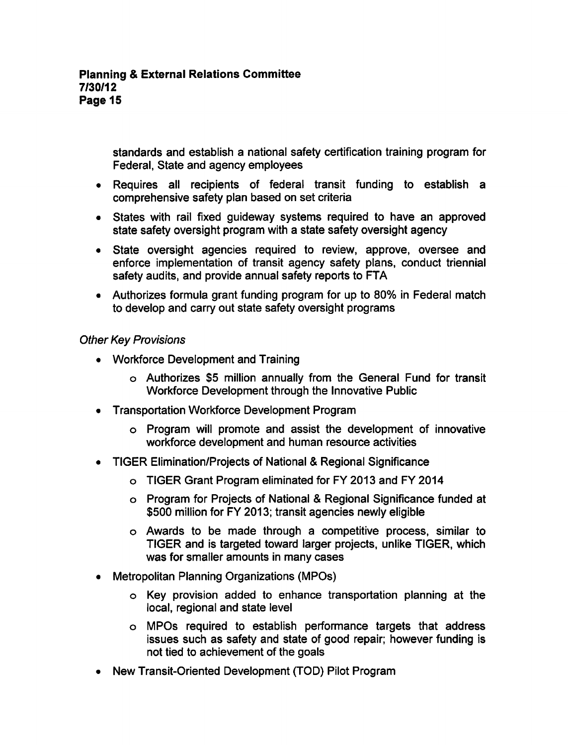standards and establish a national safety certification training program for Federal, State and agency employees

- Requires all recipients of federal transit funding to establish a comprehensive safety plan based on set criteria
- States with rail fixed guideway systems required to have an approved state safety oversight program with a state safety oversight agency
- State oversight agencies required to review, approve, oversee and enforce implementation of transit agency safety plans, conduct triennial safety audits, and provide annual safety reports to FTA
- Authorizes formula grant funding program for up to 80% in Federal match to develop and carry out state safety oversight programs

*Other Key Provisions*

- Workforce Development and Training
  - Authorizes $5 million annually from the General Fund for transit Workforce Development through the Innovative Public
- Transportation Workforce Development Program
  - Program will promote and assist the development of innovative workforce development and human resource activities
- TIGER Elimination/Projects of National & Regional Significance
  - TIGER Grant Program eliminated for FY 2013 and FY 2014
  - Program for Projects of National & Regional Significance funded at $500 million for FY 2013; transit agencies newly eligible
  - Awards to be made through a competitive process, similar to TIGER and is targeted toward larger projects, unlike TIGER, which was for smaller amounts in many cases
- Metropolitan Planning Organizations (MPOs)
  - Key provision added to enhance transportation planning at the local, regional and state level
  - MPOs required to establish performance targets that address issues such as safety and state of good repair; however funding is not tied to achievement of the goals
- New Transit-Oriented Development (TOD) Pilot Program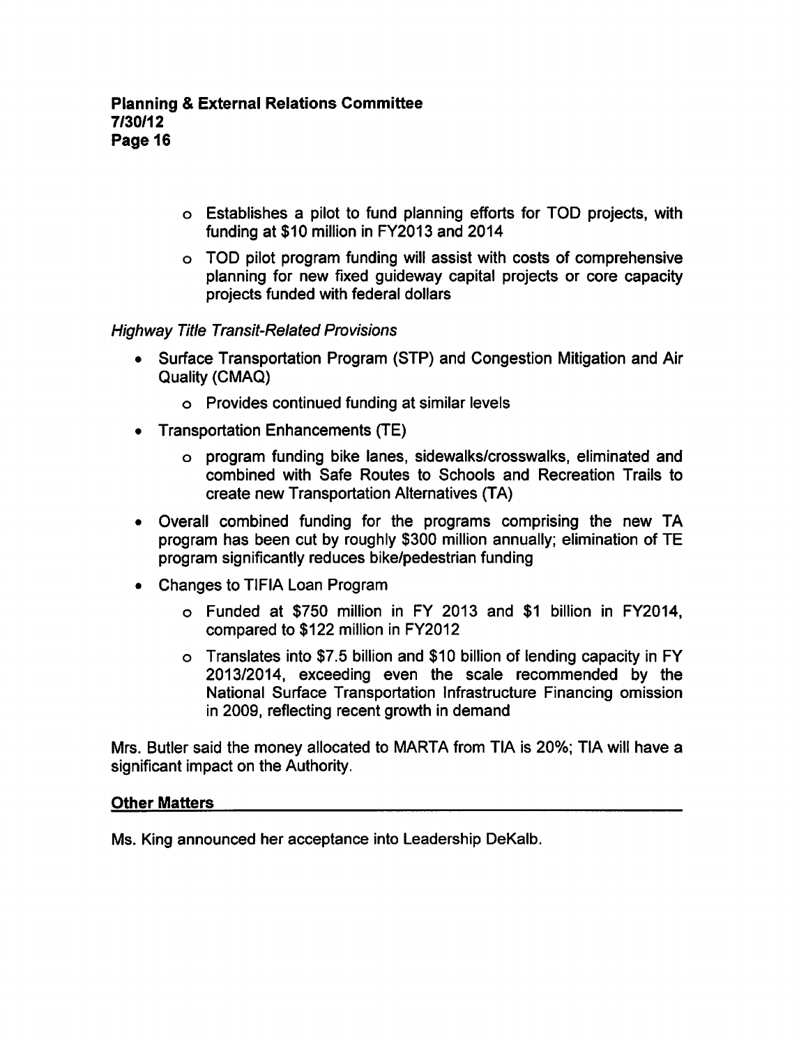- Establishes a pilot to fund planning efforts for TOD projects, with funding at $10 million in FY2013 and 2014
  - TOD pilot program funding will assist with costs of comprehensive planning for new fixed guideway capital projects or core capacity projects funded with federal dollars

*Highway Title Transit-Related Provisions*

- Surface Transportation Program (STP) and Congestion Mitigation and Air Quality (CMAQ)
  - Provides continued funding at similar levels
- Transportation Enhancements (TE)
  - program funding bike lanes, sidewalks/crosswalks, eliminated and combined with Safe Routes to Schools and Recreation Trails to create new Transportation Alternatives (TA)
- Overall combined funding for the programs comprising the new TA program has been cut by roughly $300 million annually; elimination of TE program significantly reduces bike/pedestrian funding
- Changes to TIFIA Loan Program
  - Funded at $750 million in FY 2013 and $1 billion in FY2014, compared to $122 million in FY2012
  - Translates into $7.5 billion and $10 billion of lending capacity in FY 2013/2014, exceeding even the scale recommended by the National Surface Transportation Infrastructure Financing omission in 2009, reflecting recent growth in demand

Mrs. Butler said the money allocated to MARTA from TIA is 20%; TIA will have a significant impact on the Authority.

## Other Matters

Ms. King announced her acceptance into Leadership DeKalb.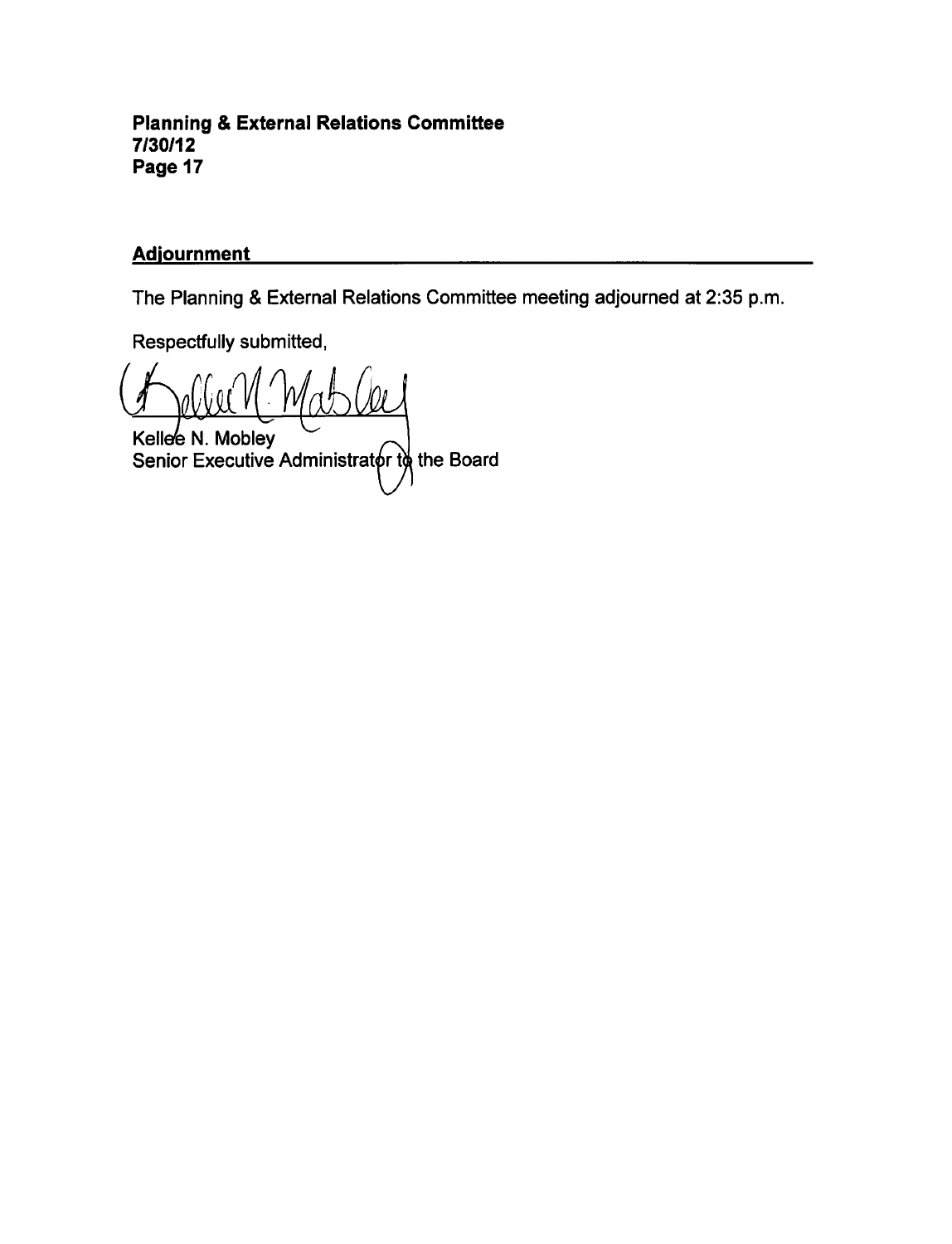## Adjournment

The Planning & External Relations Committee meeting adjourned at 2:35 p.m.

Respectfully submitted,

Kellee N. Mobley
Senior Executive Administrator to the Board